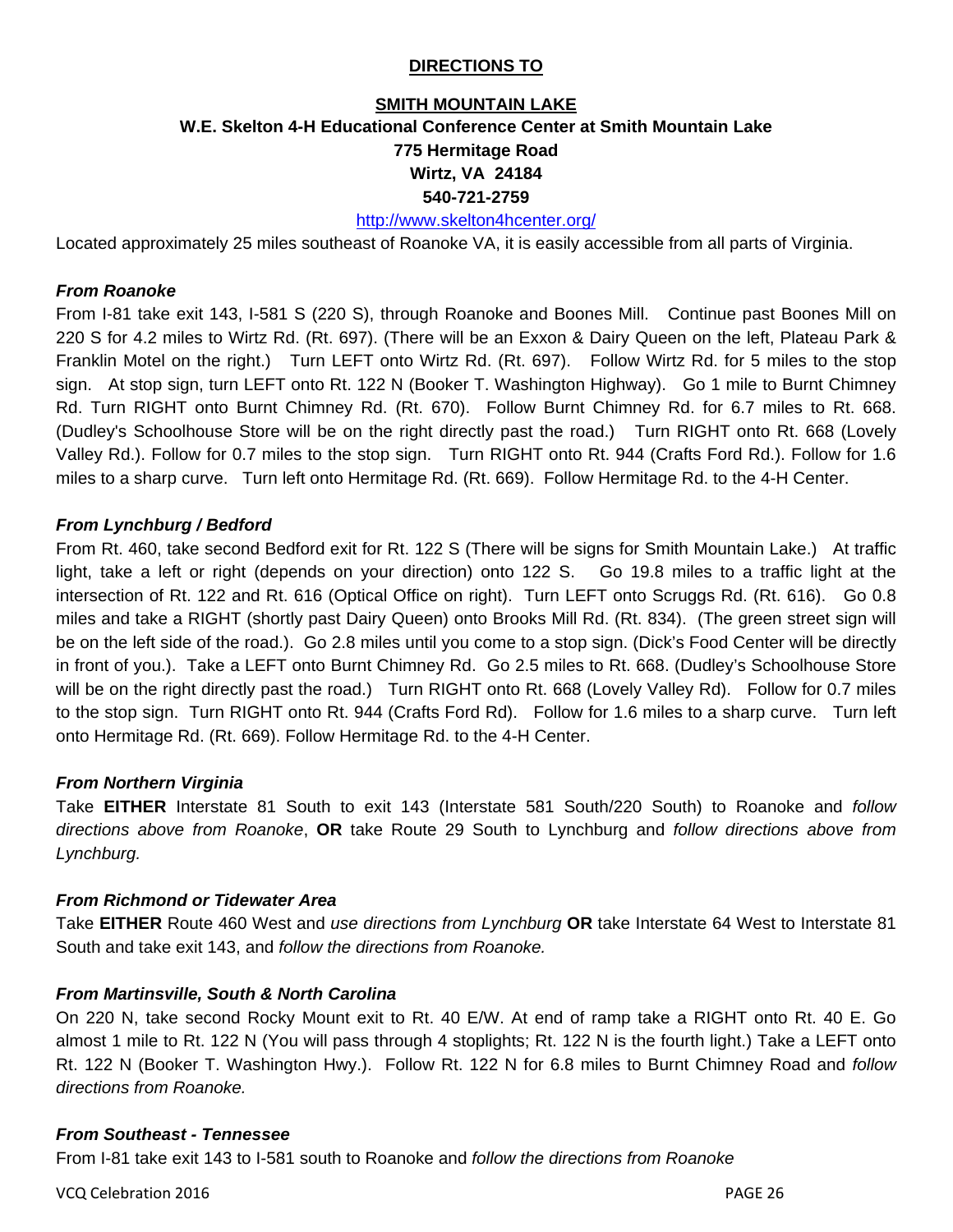## DIRECTIONS TO

### SMITH MOUNTAIN LAKE

**W.E. Skelton 4-H Educational Conference Center at Smith Mountain Lake**
**775 Hermitage Road**
**Wirtz, VA 24184**
**540-721-2759**

http://www.skelton4hcenter.org/

Located approximately 25 miles southeast of Roanoke VA, it is easily accessible from all parts of Virginia.

***From Roanoke***

From I-81 take exit 143, I-581 S (220 S), through Roanoke and Boones Mill. Continue past Boones Mill on 220 S for 4.2 miles to Wirtz Rd. (Rt. 697). (There will be an Exxon & Dairy Queen on the left, Plateau Park & Franklin Motel on the right.) Turn LEFT onto Wirtz Rd. (Rt. 697). Follow Wirtz Rd. for 5 miles to the stop sign. At stop sign, turn LEFT onto Rt. 122 N (Booker T. Washington Highway). Go 1 mile to Burnt Chimney Rd. Turn RIGHT onto Burnt Chimney Rd. (Rt. 670). Follow Burnt Chimney Rd. for 6.7 miles to Rt. 668. (Dudley's Schoolhouse Store will be on the right directly past the road.) Turn RIGHT onto Rt. 668 (Lovely Valley Rd.). Follow for 0.7 miles to the stop sign. Turn RIGHT onto Rt. 944 (Crafts Ford Rd.). Follow for 1.6 miles to a sharp curve. Turn left onto Hermitage Rd. (Rt. 669). Follow Hermitage Rd. to the 4-H Center.

***From Lynchburg / Bedford***

From Rt. 460, take second Bedford exit for Rt. 122 S (There will be signs for Smith Mountain Lake.) At traffic light, take a left or right (depends on your direction) onto 122 S. Go 19.8 miles to a traffic light at the intersection of Rt. 122 and Rt. 616 (Optical Office on right). Turn LEFT onto Scruggs Rd. (Rt. 616). Go 0.8 miles and take a RIGHT (shortly past Dairy Queen) onto Brooks Mill Rd. (Rt. 834). (The green street sign will be on the left side of the road.). Go 2.8 miles until you come to a stop sign. (Dick's Food Center will be directly in front of you.). Take a LEFT onto Burnt Chimney Rd. Go 2.5 miles to Rt. 668. (Dudley's Schoolhouse Store will be on the right directly past the road.) Turn RIGHT onto Rt. 668 (Lovely Valley Rd). Follow for 0.7 miles to the stop sign. Turn RIGHT onto Rt. 944 (Crafts Ford Rd). Follow for 1.6 miles to a sharp curve. Turn left onto Hermitage Rd. (Rt. 669). Follow Hermitage Rd. to the 4-H Center.

***From Northern Virginia***

Take **EITHER** Interstate 81 South to exit 143 (Interstate 581 South/220 South) to Roanoke and *follow directions above from Roanoke*, **OR** take Route 29 South to Lynchburg and *follow directions above from Lynchburg.*

***From Richmond or Tidewater Area***

Take **EITHER** Route 460 West and *use directions from Lynchburg* **OR** take Interstate 64 West to Interstate 81 South and take exit 143, and *follow the directions from Roanoke.*

***From Martinsville, South & North Carolina***

On 220 N, take second Rocky Mount exit to Rt. 40 E/W. At end of ramp take a RIGHT onto Rt. 40 E. Go almost 1 mile to Rt. 122 N (You will pass through 4 stoplights; Rt. 122 N is the fourth light.) Take a LEFT onto Rt. 122 N (Booker T. Washington Hwy.). Follow Rt. 122 N for 6.8 miles to Burnt Chimney Road and *follow directions from Roanoke.*

***From Southeast - Tennessee***

From I-81 take exit 143 to I-581 south to Roanoke and *follow the directions from Roanoke*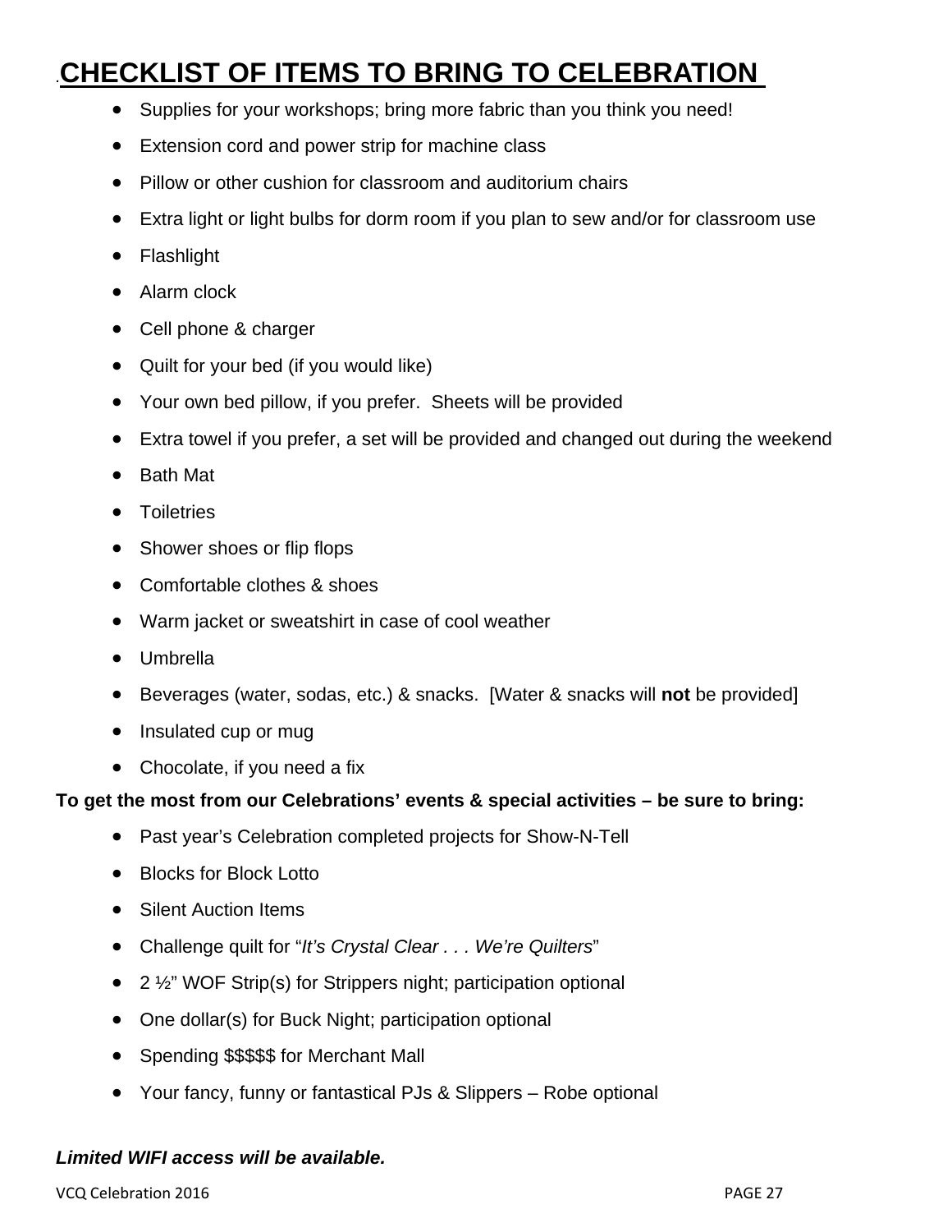# CHECKLIST OF ITEMS TO BRING TO CELEBRATION

- Supplies for your workshops; bring more fabric than you think you need!
- Extension cord and power strip for machine class
- Pillow or other cushion for classroom and auditorium chairs
- Extra light or light bulbs for dorm room if you plan to sew and/or for classroom use
- Flashlight
- Alarm clock
- Cell phone & charger
- Quilt for your bed (if you would like)
- Your own bed pillow, if you prefer. Sheets will be provided
- Extra towel if you prefer, a set will be provided and changed out during the weekend
- Bath Mat
- Toiletries
- Shower shoes or flip flops
- Comfortable clothes & shoes
- Warm jacket or sweatshirt in case of cool weather
- Umbrella
- Beverages (water, sodas, etc.) & snacks. [Water & snacks will **not** be provided]
- Insulated cup or mug
- Chocolate, if you need a fix

**To get the most from our Celebrations' events & special activities – be sure to bring:**

- Past year's Celebration completed projects for Show-N-Tell
- Blocks for Block Lotto
- Silent Auction Items
- Challenge quilt for "*It's Crystal Clear . . . We're Quilters*"
- 2 ½" WOF Strip(s) for Strippers night; participation optional
- One dollar(s) for Buck Night; participation optional
- Spending $$$$$ for Merchant Mall
- Your fancy, funny or fantastical PJs & Slippers – Robe optional

***Limited WIFI access will be available.***